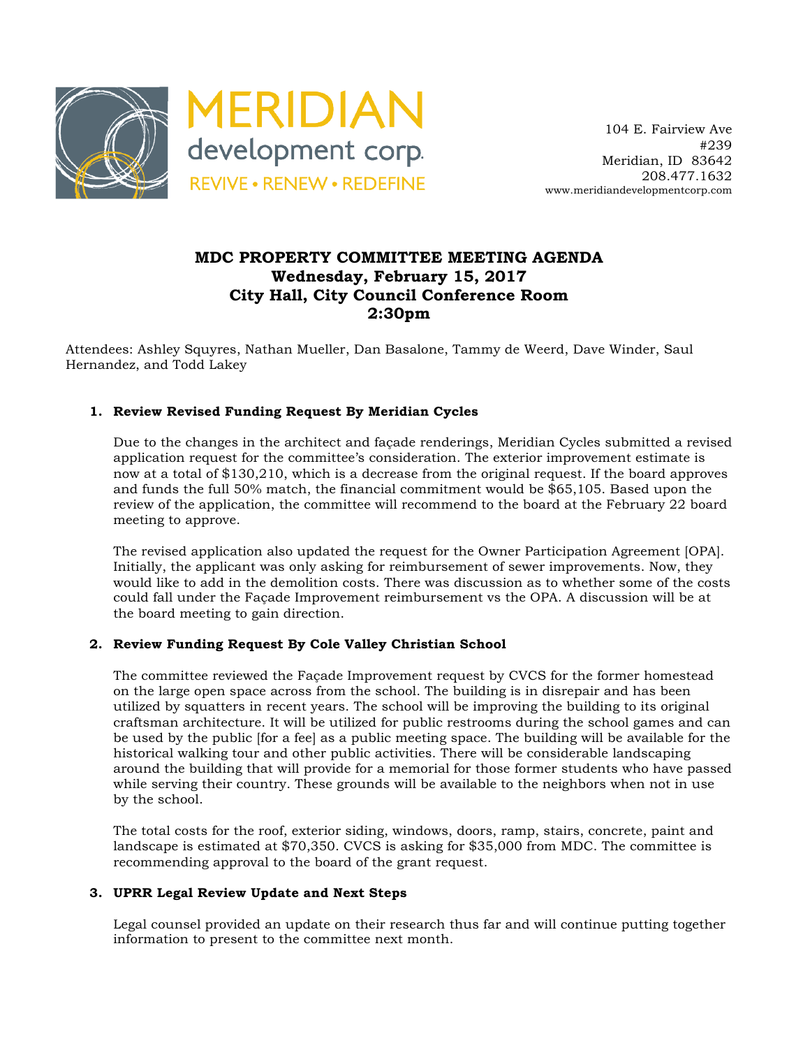MERIDIAN
development corp.
REVIVE • RENEW • REDEFINE

104 E. Fairview Ave
#239
Meridian, ID 83642
208.477.1632
www.meridiandevelopmentcorp.com

# MDC PROPERTY COMMITTEE MEETING AGENDA
## Wednesday, February 15, 2017
## City Hall, City Council Conference Room
## 2:30pm

Attendees: Ashley Squyres, Nathan Mueller, Dan Basalone, Tammy de Weerd, Dave Winder, Saul Hernandez, and Todd Lakey

1. **Review Revised Funding Request By Meridian Cycles**

   Due to the changes in the architect and façade renderings, Meridian Cycles submitted a revised application request for the committee's consideration. The exterior improvement estimate is now at a total of $130,210, which is a decrease from the original request. If the board approves and funds the full 50% match, the financial commitment would be $65,105. Based upon the review of the application, the committee will recommend to the board at the February 22 board meeting to approve.

   The revised application also updated the request for the Owner Participation Agreement [OPA]. Initially, the applicant was only asking for reimbursement of sewer improvements. Now, they would like to add in the demolition costs. There was discussion as to whether some of the costs could fall under the Façade Improvement reimbursement vs the OPA. A discussion will be at the board meeting to gain direction.

2. **Review Funding Request By Cole Valley Christian School**

   The committee reviewed the Façade Improvement request by CVCS for the former homestead on the large open space across from the school. The building is in disrepair and has been utilized by squatters in recent years. The school will be improving the building to its original craftsman architecture. It will be utilized for public restrooms during the school games and can be used by the public [for a fee] as a public meeting space. The building will be available for the historical walking tour and other public activities. There will be considerable landscaping around the building that will provide for a memorial for those former students who have passed while serving their country. These grounds will be available to the neighbors when not in use by the school.

   The total costs for the roof, exterior siding, windows, doors, ramp, stairs, concrete, paint and landscape is estimated at $70,350. CVCS is asking for $35,000 from MDC. The committee is recommending approval to the board of the grant request.

3. **UPRR Legal Review Update and Next Steps**

   Legal counsel provided an update on their research thus far and will continue putting together information to present to the committee next month.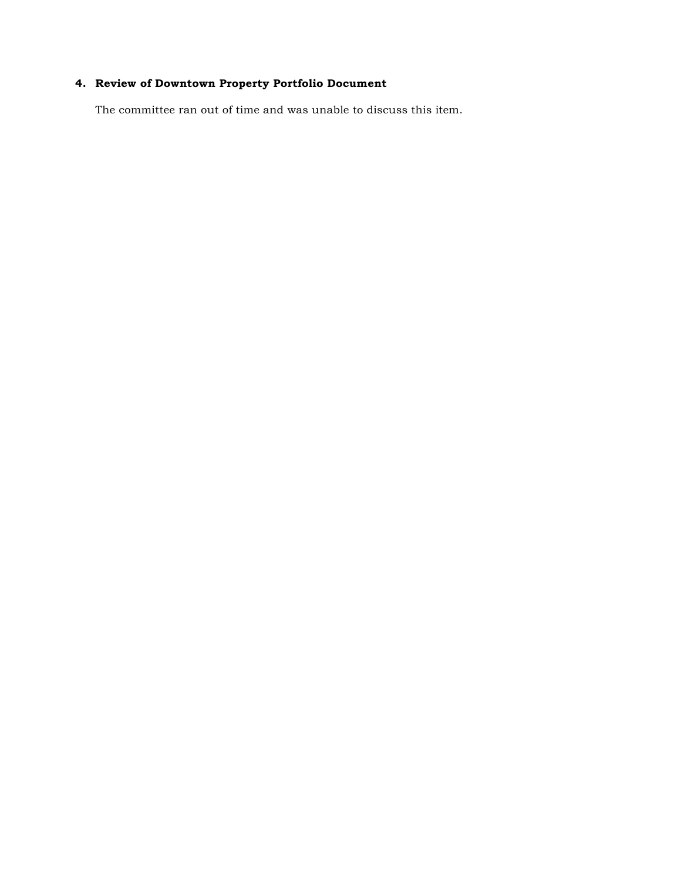4. **Review of Downtown Property Portfolio Document**

   The committee ran out of time and was unable to discuss this item.